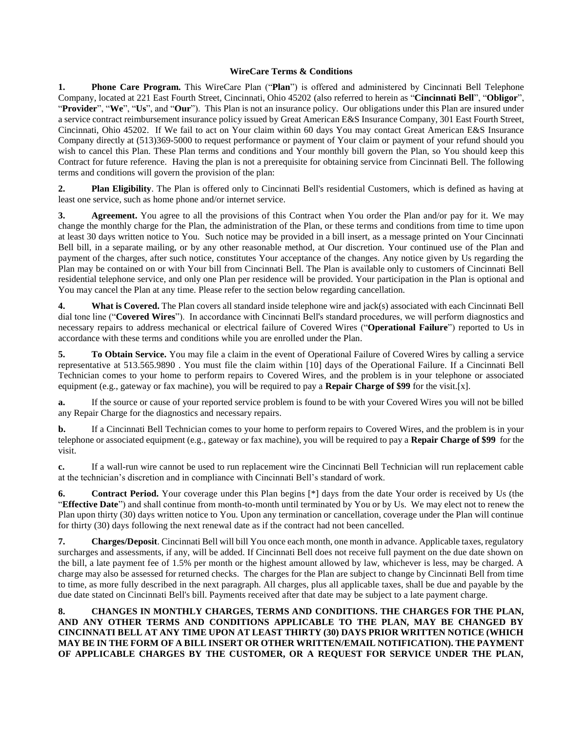**WireCare Terms & Conditions**

**1. Phone Care Program.** This WireCare Plan ("**Plan**") is offered and administered by Cincinnati Bell Telephone Company, located at 221 East Fourth Street, Cincinnati, Ohio 45202 (also referred to herein as "**Cincinnati Bell**", "**Obligor**", "**Provider**", "**We**", "**Us**", and "**Our**"). This Plan is not an insurance policy. Our obligations under this Plan are insured under a service contract reimbursement insurance policy issued by Great American E&S Insurance Company, 301 East Fourth Street, Cincinnati, Ohio 45202. If We fail to act on Your claim within 60 days You may contact Great American E&S Insurance Company directly at (513)369-5000 to request performance or payment of Your claim or payment of your refund should you wish to cancel this Plan. These Plan terms and conditions and Your monthly bill govern the Plan, so You should keep this Contract for future reference. Having the plan is not a prerequisite for obtaining service from Cincinnati Bell. The following terms and conditions will govern the provision of the plan:

**2. Plan Eligibility**. The Plan is offered only to Cincinnati Bell's residential Customers, which is defined as having at least one service, such as home phone and/or internet service.

**3. Agreement.** You agree to all the provisions of this Contract when You order the Plan and/or pay for it. We may change the monthly charge for the Plan, the administration of the Plan, or these terms and conditions from time to time upon at least 30 days written notice to You. Such notice may be provided in a bill insert, as a message printed on Your Cincinnati Bell bill, in a separate mailing, or by any other reasonable method, at Our discretion. Your continued use of the Plan and payment of the charges, after such notice, constitutes Your acceptance of the changes. Any notice given by Us regarding the Plan may be contained on or with Your bill from Cincinnati Bell. The Plan is available only to customers of Cincinnati Bell residential telephone service, and only one Plan per residence will be provided. Your participation in the Plan is optional and You may cancel the Plan at any time. Please refer to the section below regarding cancellation.

**4. What is Covered.** The Plan covers all standard inside telephone wire and jack(s) associated with each Cincinnati Bell dial tone line ("**Covered Wires**"). In accordance with Cincinnati Bell's standard procedures, we will perform diagnostics and necessary repairs to address mechanical or electrical failure of Covered Wires ("**Operational Failure**") reported to Us in accordance with these terms and conditions while you are enrolled under the Plan.

**5. To Obtain Service.** You may file a claim in the event of Operational Failure of Covered Wires by calling a service representative at 513.565.9890 . You must file the claim within [10] days of the Operational Failure. If a Cincinnati Bell Technician comes to your home to perform repairs to Covered Wires, and the problem is in your telephone or associated equipment (e.g., gateway or fax machine), you will be required to pay a **Repair Charge of $99** for the visit.[x].

**a.** If the source or cause of your reported service problem is found to be with your Covered Wires you will not be billed any Repair Charge for the diagnostics and necessary repairs.

**b.** If a Cincinnati Bell Technician comes to your home to perform repairs to Covered Wires, and the problem is in your telephone or associated equipment (e.g., gateway or fax machine), you will be required to pay a **Repair Charge of $99** for the visit.

**c.** If a wall-run wire cannot be used to run replacement wire the Cincinnati Bell Technician will run replacement cable at the technician's discretion and in compliance with Cincinnati Bell's standard of work.

**6. Contract Period.** Your coverage under this Plan begins [*] days from the date Your order is received by Us (the "**Effective Date**") and shall continue from month-to-month until terminated by You or by Us. We may elect not to renew the Plan upon thirty (30) days written notice to You. Upon any termination or cancellation, coverage under the Plan will continue for thirty (30) days following the next renewal date as if the contract had not been cancelled.

**7. Charges/Deposit**. Cincinnati Bell will bill You once each month, one month in advance. Applicable taxes, regulatory surcharges and assessments, if any, will be added. If Cincinnati Bell does not receive full payment on the due date shown on the bill, a late payment fee of 1.5% per month or the highest amount allowed by law, whichever is less, may be charged. A charge may also be assessed for returned checks. The charges for the Plan are subject to change by Cincinnati Bell from time to time, as more fully described in the next paragraph. All charges, plus all applicable taxes, shall be due and payable by the due date stated on Cincinnati Bell's bill. Payments received after that date may be subject to a late payment charge.

**8. CHANGES IN MONTHLY CHARGES, TERMS AND CONDITIONS. THE CHARGES FOR THE PLAN, AND ANY OTHER TERMS AND CONDITIONS APPLICABLE TO THE PLAN, MAY BE CHANGED BY CINCINNATI BELL AT ANY TIME UPON AT LEAST THIRTY (30) DAYS PRIOR WRITTEN NOTICE (WHICH MAY BE IN THE FORM OF A BILL INSERT OR OTHER WRITTEN/EMAIL NOTIFICATION). THE PAYMENT OF APPLICABLE CHARGES BY THE CUSTOMER, OR A REQUEST FOR SERVICE UNDER THE PLAN,**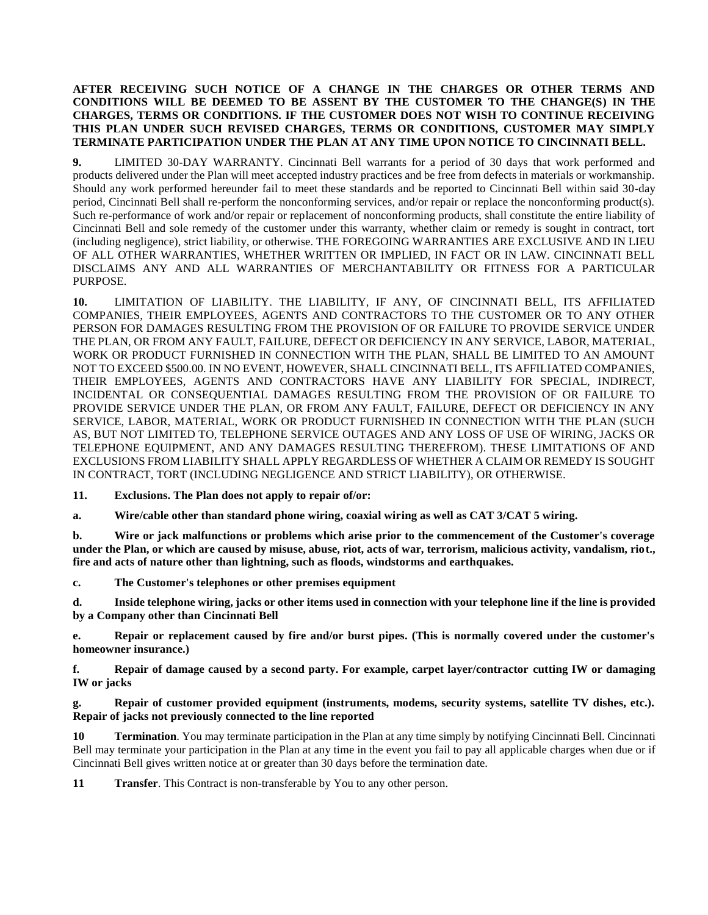**AFTER RECEIVING SUCH NOTICE OF A CHANGE IN THE CHARGES OR OTHER TERMS AND CONDITIONS WILL BE DEEMED TO BE ASSENT BY THE CUSTOMER TO THE CHANGE(S) IN THE CHARGES, TERMS OR CONDITIONS. IF THE CUSTOMER DOES NOT WISH TO CONTINUE RECEIVING THIS PLAN UNDER SUCH REVISED CHARGES, TERMS OR CONDITIONS, CUSTOMER MAY SIMPLY TERMINATE PARTICIPATION UNDER THE PLAN AT ANY TIME UPON NOTICE TO CINCINNATI BELL.**

**9.** LIMITED 30-DAY WARRANTY. Cincinnati Bell warrants for a period of 30 days that work performed and products delivered under the Plan will meet accepted industry practices and be free from defects in materials or workmanship. Should any work performed hereunder fail to meet these standards and be reported to Cincinnati Bell within said 30-day period, Cincinnati Bell shall re-perform the nonconforming services, and/or repair or replace the nonconforming product(s). Such re-performance of work and/or repair or replacement of nonconforming products, shall constitute the entire liability of Cincinnati Bell and sole remedy of the customer under this warranty, whether claim or remedy is sought in contract, tort (including negligence), strict liability, or otherwise. THE FOREGOING WARRANTIES ARE EXCLUSIVE AND IN LIEU OF ALL OTHER WARRANTIES, WHETHER WRITTEN OR IMPLIED, IN FACT OR IN LAW. CINCINNATI BELL DISCLAIMS ANY AND ALL WARRANTIES OF MERCHANTABILITY OR FITNESS FOR A PARTICULAR PURPOSE.

**10.** LIMITATION OF LIABILITY. THE LIABILITY, IF ANY, OF CINCINNATI BELL, ITS AFFILIATED COMPANIES, THEIR EMPLOYEES, AGENTS AND CONTRACTORS TO THE CUSTOMER OR TO ANY OTHER PERSON FOR DAMAGES RESULTING FROM THE PROVISION OF OR FAILURE TO PROVIDE SERVICE UNDER THE PLAN, OR FROM ANY FAULT, FAILURE, DEFECT OR DEFICIENCY IN ANY SERVICE, LABOR, MATERIAL, WORK OR PRODUCT FURNISHED IN CONNECTION WITH THE PLAN, SHALL BE LIMITED TO AN AMOUNT NOT TO EXCEED $500.00. IN NO EVENT, HOWEVER, SHALL CINCINNATI BELL, ITS AFFILIATED COMPANIES, THEIR EMPLOYEES, AGENTS AND CONTRACTORS HAVE ANY LIABILITY FOR SPECIAL, INDIRECT, INCIDENTAL OR CONSEQUENTIAL DAMAGES RESULTING FROM THE PROVISION OF OR FAILURE TO PROVIDE SERVICE UNDER THE PLAN, OR FROM ANY FAULT, FAILURE, DEFECT OR DEFICIENCY IN ANY SERVICE, LABOR, MATERIAL, WORK OR PRODUCT FURNISHED IN CONNECTION WITH THE PLAN (SUCH AS, BUT NOT LIMITED TO, TELEPHONE SERVICE OUTAGES AND ANY LOSS OF USE OF WIRING, JACKS OR TELEPHONE EQUIPMENT, AND ANY DAMAGES RESULTING THEREFROM). THESE LIMITATIONS OF AND EXCLUSIONS FROM LIABILITY SHALL APPLY REGARDLESS OF WHETHER A CLAIM OR REMEDY IS SOUGHT IN CONTRACT, TORT (INCLUDING NEGLIGENCE AND STRICT LIABILITY), OR OTHERWISE.

**11. Exclusions. The Plan does not apply to repair of/or:**

**a. Wire/cable other than standard phone wiring, coaxial wiring as well as CAT 3/CAT 5 wiring.**

**b. Wire or jack malfunctions or problems which arise prior to the commencement of the Customer's coverage under the Plan, or which are caused by misuse, abuse, riot, acts of war, terrorism, malicious activity, vandalism, riot., fire and acts of nature other than lightning, such as floods, windstorms and earthquakes.**

**c. The Customer's telephones or other premises equipment**

**d. Inside telephone wiring, jacks or other items used in connection with your telephone line if the line is provided by a Company other than Cincinnati Bell**

**e. Repair or replacement caused by fire and/or burst pipes. (This is normally covered under the customer's homeowner insurance.)**

**f. Repair of damage caused by a second party. For example, carpet layer/contractor cutting IW or damaging IW or jacks**

**g. Repair of customer provided equipment (instruments, modems, security systems, satellite TV dishes, etc.). Repair of jacks not previously connected to the line reported**

**10 Termination**. You may terminate participation in the Plan at any time simply by notifying Cincinnati Bell. Cincinnati Bell may terminate your participation in the Plan at any time in the event you fail to pay all applicable charges when due or if Cincinnati Bell gives written notice at or greater than 30 days before the termination date.

**11 Transfer**. This Contract is non-transferable by You to any other person.